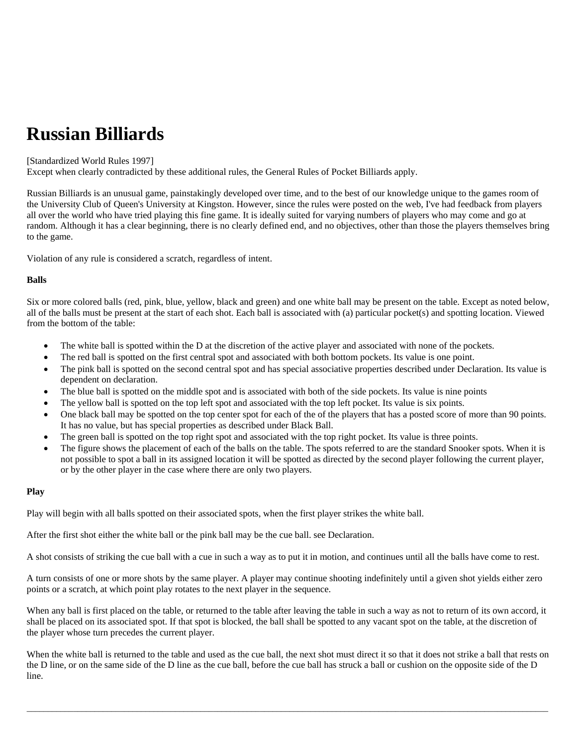# Russian Billiards

[Standardized World Rules 1997]
Except when clearly contradicted by these additional rules, the General Rules of Pocket Billiards apply.

Russian Billiards is an unusual game, painstakingly developed over time, and to the best of our knowledge unique to the games room of the University Club of Queen's University at Kingston. However, since the rules were posted on the web, I've had feedback from players all over the world who have tried playing this fine game. It is ideally suited for varying numbers of players who may come and go at random. Although it has a clear beginning, there is no clearly defined end, and no objectives, other than those the players themselves bring to the game.

Violation of any rule is considered a scratch, regardless of intent.

**Balls**

Six or more colored balls (red, pink, blue, yellow, black and green) and one white ball may be present on the table. Except as noted below, all of the balls must be present at the start of each shot. Each ball is associated with (a) particular pocket(s) and spotting location. Viewed from the bottom of the table:

- The white ball is spotted within the D at the discretion of the active player and associated with none of the pockets.
- The red ball is spotted on the first central spot and associated with both bottom pockets. Its value is one point.
- The pink ball is spotted on the second central spot and has special associative properties described under Declaration. Its value is dependent on declaration.
- The blue ball is spotted on the middle spot and is associated with both of the side pockets. Its value is nine points
- The yellow ball is spotted on the top left spot and associated with the top left pocket. Its value is six points.
- One black ball may be spotted on the top center spot for each of the of the players that has a posted score of more than 90 points. It has no value, but has special properties as described under Black Ball.
- The green ball is spotted on the top right spot and associated with the top right pocket. Its value is three points.
- The figure shows the placement of each of the balls on the table. The spots referred to are the standard Snooker spots. When it is not possible to spot a ball in its assigned location it will be spotted as directed by the second player following the current player, or by the other player in the case where there are only two players.

**Play**

Play will begin with all balls spotted on their associated spots, when the first player strikes the white ball.

After the first shot either the white ball or the pink ball may be the cue ball. see Declaration.

A shot consists of striking the cue ball with a cue in such a way as to put it in motion, and continues until all the balls have come to rest.

A turn consists of one or more shots by the same player. A player may continue shooting indefinitely until a given shot yields either zero points or a scratch, at which point play rotates to the next player in the sequence.

When any ball is first placed on the table, or returned to the table after leaving the table in such a way as not to return of its own accord, it shall be placed on its associated spot. If that spot is blocked, the ball shall be spotted to any vacant spot on the table, at the discretion of the player whose turn precedes the current player.

When the white ball is returned to the table and used as the cue ball, the next shot must direct it so that it does not strike a ball that rests on the D line, or on the same side of the D line as the cue ball, before the cue ball has struck a ball or cushion on the opposite side of the D line.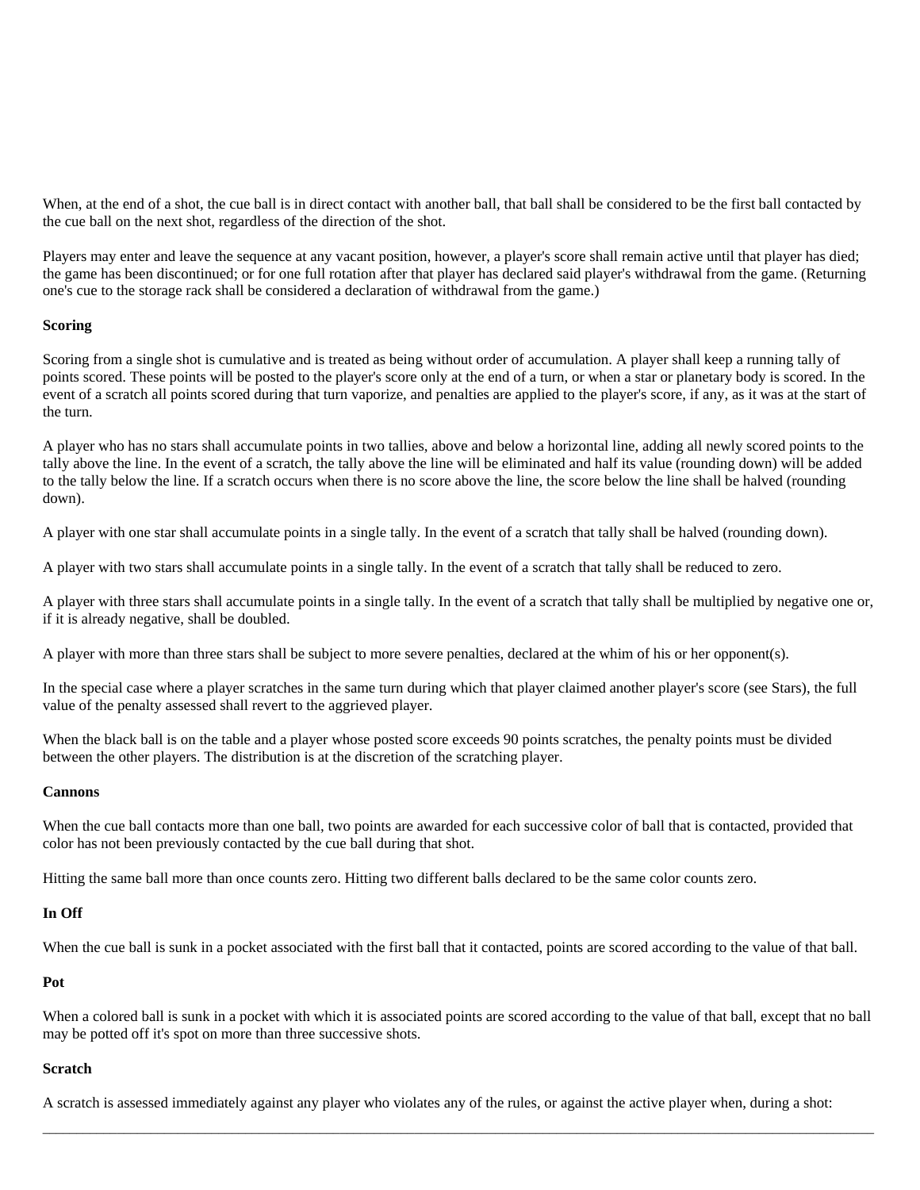When, at the end of a shot, the cue ball is in direct contact with another ball, that ball shall be considered to be the first ball contacted by the cue ball on the next shot, regardless of the direction of the shot.

Players may enter and leave the sequence at any vacant position, however, a player's score shall remain active until that player has died; the game has been discontinued; or for one full rotation after that player has declared said player's withdrawal from the game. (Returning one's cue to the storage rack shall be considered a declaration of withdrawal from the game.)

**Scoring**

Scoring from a single shot is cumulative and is treated as being without order of accumulation. A player shall keep a running tally of points scored. These points will be posted to the player's score only at the end of a turn, or when a star or planetary body is scored. In the event of a scratch all points scored during that turn vaporize, and penalties are applied to the player's score, if any, as it was at the start of the turn.

A player who has no stars shall accumulate points in two tallies, above and below a horizontal line, adding all newly scored points to the tally above the line. In the event of a scratch, the tally above the line will be eliminated and half its value (rounding down) will be added to the tally below the line. If a scratch occurs when there is no score above the line, the score below the line shall be halved (rounding down).

A player with one star shall accumulate points in a single tally. In the event of a scratch that tally shall be halved (rounding down).

A player with two stars shall accumulate points in a single tally. In the event of a scratch that tally shall be reduced to zero.

A player with three stars shall accumulate points in a single tally. In the event of a scratch that tally shall be multiplied by negative one or, if it is already negative, shall be doubled.

A player with more than three stars shall be subject to more severe penalties, declared at the whim of his or her opponent(s).

In the special case where a player scratches in the same turn during which that player claimed another player's score (see Stars), the full value of the penalty assessed shall revert to the aggrieved player.

When the black ball is on the table and a player whose posted score exceeds 90 points scratches, the penalty points must be divided between the other players. The distribution is at the discretion of the scratching player.

**Cannons**

When the cue ball contacts more than one ball, two points are awarded for each successive color of ball that is contacted, provided that color has not been previously contacted by the cue ball during that shot.

Hitting the same ball more than once counts zero. Hitting two different balls declared to be the same color counts zero.

**In Off**

When the cue ball is sunk in a pocket associated with the first ball that it contacted, points are scored according to the value of that ball.

**Pot**

When a colored ball is sunk in a pocket with which it is associated points are scored according to the value of that ball, except that no ball may be potted off it's spot on more than three successive shots.

**Scratch**

A scratch is assessed immediately against any player who violates any of the rules, or against the active player when, during a shot: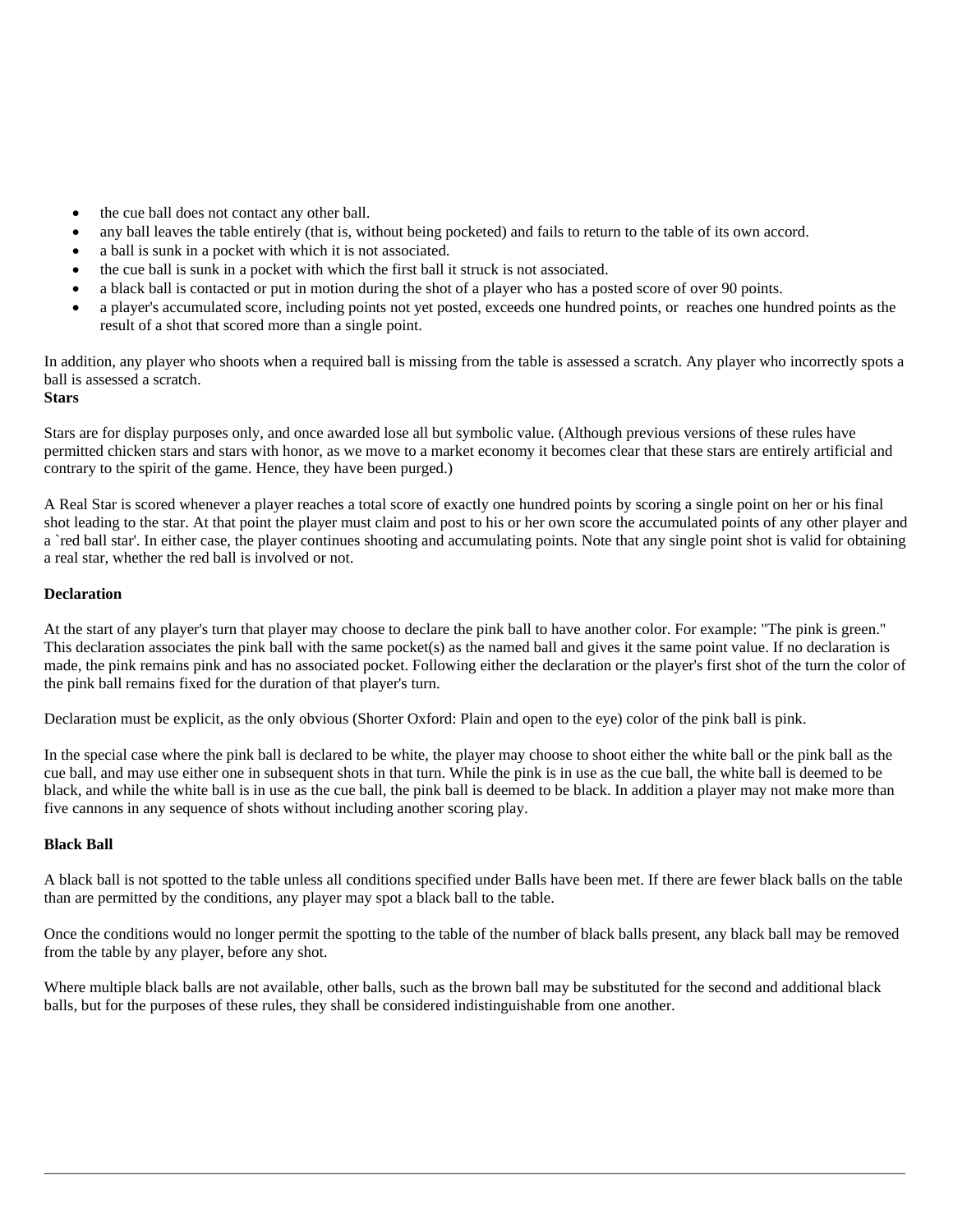- the cue ball does not contact any other ball.
- any ball leaves the table entirely (that is, without being pocketed) and fails to return to the table of its own accord.
- a ball is sunk in a pocket with which it is not associated.
- the cue ball is sunk in a pocket with which the first ball it struck is not associated.
- a black ball is contacted or put in motion during the shot of a player who has a posted score of over 90 points.
- a player's accumulated score, including points not yet posted, exceeds one hundred points, or reaches one hundred points as the result of a shot that scored more than a single point.

In addition, any player who shoots when a required ball is missing from the table is assessed a scratch. Any player who incorrectly spots a ball is assessed a scratch.

**Stars**

Stars are for display purposes only, and once awarded lose all but symbolic value. (Although previous versions of these rules have permitted chicken stars and stars with honor, as we move to a market economy it becomes clear that these stars are entirely artificial and contrary to the spirit of the game. Hence, they have been purged.)

A Real Star is scored whenever a player reaches a total score of exactly one hundred points by scoring a single point on her or his final shot leading to the star. At that point the player must claim and post to his or her own score the accumulated points of any other player and a `red ball star'. In either case, the player continues shooting and accumulating points. Note that any single point shot is valid for obtaining a real star, whether the red ball is involved or not.

**Declaration**

At the start of any player's turn that player may choose to declare the pink ball to have another color. For example: "The pink is green." This declaration associates the pink ball with the same pocket(s) as the named ball and gives it the same point value. If no declaration is made, the pink remains pink and has no associated pocket. Following either the declaration or the player's first shot of the turn the color of the pink ball remains fixed for the duration of that player's turn.

Declaration must be explicit, as the only obvious (Shorter Oxford: Plain and open to the eye) color of the pink ball is pink.

In the special case where the pink ball is declared to be white, the player may choose to shoot either the white ball or the pink ball as the cue ball, and may use either one in subsequent shots in that turn. While the pink is in use as the cue ball, the white ball is deemed to be black, and while the white ball is in use as the cue ball, the pink ball is deemed to be black. In addition a player may not make more than five cannons in any sequence of shots without including another scoring play.

**Black Ball**

A black ball is not spotted to the table unless all conditions specified under Balls have been met. If there are fewer black balls on the table than are permitted by the conditions, any player may spot a black ball to the table.

Once the conditions would no longer permit the spotting to the table of the number of black balls present, any black ball may be removed from the table by any player, before any shot.

Where multiple black balls are not available, other balls, such as the brown ball may be substituted for the second and additional black balls, but for the purposes of these rules, they shall be considered indistinguishable from one another.